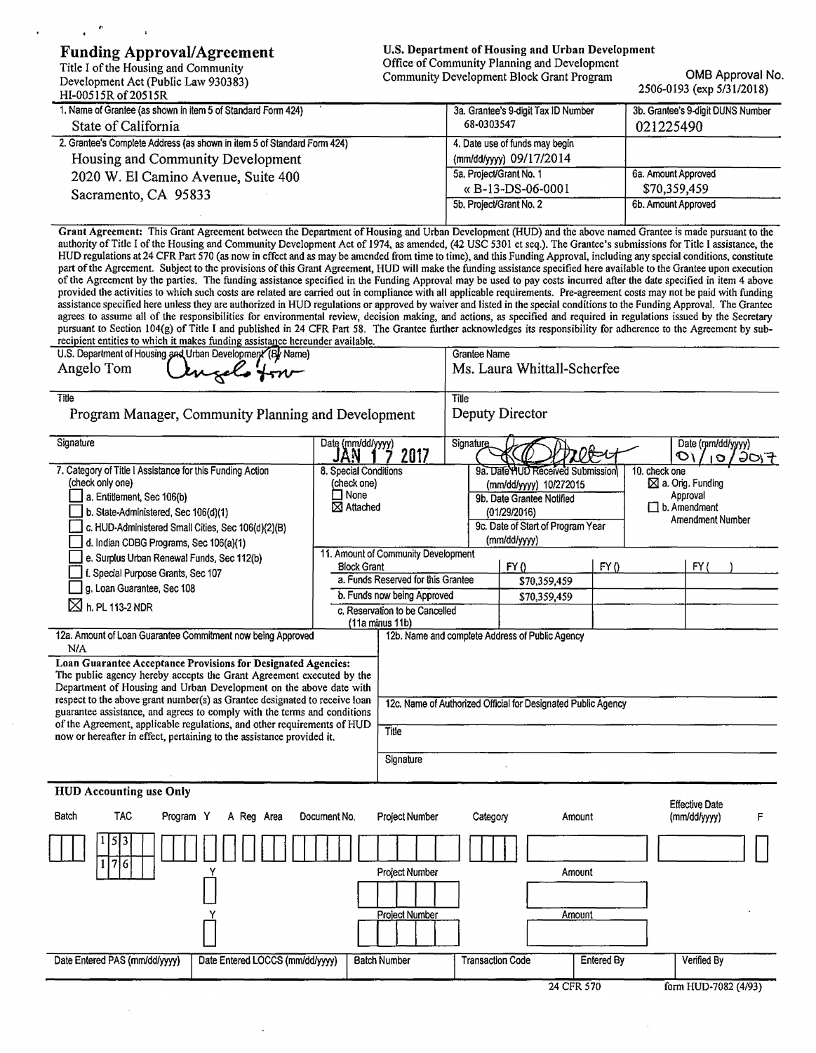# Funding Approval/Agreement

Title I of the Housing and Community Development Act (Public Law 930383)
HI-00515R of 20515R

**U.S. Department of Housing and Urban Development**
Office of Community Planning and Development
Community Development Block Grant Program

OMB Approval No. 2506-0193 (exp 5/31/2018)

| 1. Name of Grantee (as shown in item 5 of Standard Form 424) | 3a. Grantee's 9-digit Tax ID Number | 3b. Grantee's 9-digit DUNS Number |
|---|---|---|
| State of California | 68-0303547 | 021225490 |
| 2. Grantee's Complete Address (as shown in item 5 of Standard Form 424) | 4. Date use of funds may begin (mm/dd/yyyy) 09/17/2014 | |
| Housing and Community Development<br>2020 W. El Camino Avenue, Suite 400<br>Sacramento, CA 95833 | 5a. Project/Grant No. 1<br>« B-13-DS-06-0001 | 6a. Amount Approved<br>$70,359,459 |
| | 5b. Project/Grant No. 2 | 6b. Amount Approved |

**Grant Agreement:** This Grant Agreement between the Department of Housing and Urban Development (HUD) and the above named Grantee is made pursuant to the authority of Title I of the Housing and Community Development Act of 1974, as amended, (42 USC 5301 et seq.). The Grantee's submissions for Title I assistance, the HUD regulations at 24 CFR Part 570 (as now in effect and as may be amended from time to time), and this Funding Approval, including any special conditions, constitute part of the Agreement. Subject to the provisions of this Grant Agreement, HUD will make the funding assistance specified here available to the Grantee upon execution of the Agreement by the parties. The funding assistance specified in the Funding Approval may be used to pay costs incurred after the date specified in item 4 above provided the activities to which such costs are related are carried out in compliance with all applicable requirements. Pre-agreement costs may not be paid with funding assistance specified here unless they are authorized in HUD regulations or approved by waiver and listed in the special conditions to the Funding Approval. The Grantee agrees to assume all of the responsibilities for environmental review, decision making, and actions, as specified and required in regulations issued by the Secretary pursuant to Section 104(g) of Title I and published in 24 CFR Part 58. The Grantee further acknowledges its responsibility for adherence to the Agreement by sub-recipient entities to which it makes funding assistance hereunder available.

| U.S. Department of Housing and Urban Development (By Name) | | Grantee Name | |
|---|---|---|---|
| Angelo Tom | | Ms. Laura Whittall-Scherfee | |
| Title | | Title | |
| Program Manager, Community Planning and Development | | Deputy Director | |
| Signature | Date (mm/dd/yyyy) JAN 17 2017 | Signature | Date (mm/dd/yyyy) 01/10/2017 |

**7. Category of Title I Assistance for this Funding Action (check only one)**
- [ ] a. Entitlement, Sec 106(b)
- [ ] b. State-Administered, Sec 106(d)(1)
- [ ] c. HUD-Administered Small Cities, Sec 106(d)(2)(B)
- [ ] d. Indian CDBG Programs, Sec 106(a)(1)
- [ ] e. Surplus Urban Renewal Funds, Sec 112(b)
- [ ] f. Special Purpose Grants, Sec 107
- [ ] g. Loan Guarantee, Sec 108
- [x] h. PL 113-2 NDR

**8. Special Conditions (check one)**
- [ ] None
- [x] Attached

9a. Date HUD Received Submission (mm/dd/yyyy) 10/272015
9b. Date Grantee Notified (01/29/2016)
9c. Date of Start of Program Year (mm/dd/yyyy)

**10. check one**
- [x] a. Orig. Funding Approval
- [ ] b. Amendment
Amendment Number

| 11. Amount of Community Development Block Grant | FY () | FY () | FY ( ) |
|---|---|---|---|
| a. Funds Reserved for this Grantee | $70,359,459 | | |
| b. Funds now being Approved | $70,359,459 | | |
| c. Reservation to be Cancelled (11a minus 11b) | | | |

12a. Amount of Loan Guarantee Commitment now being Approved
N/A

**Loan Guarantee Acceptance Provisions for Designated Agencies:**
The public agency hereby accepts the Grant Agreement executed by the Department of Housing and Urban Development on the above date with respect to the above grant number(s) as Grantee designated to receive loan guarantee assistance, and agrees to comply with the terms and conditions of the Agreement, applicable regulations, and other requirements of HUD now or hereafter in effect, pertaining to the assistance provided it.

12b. Name and complete Address of Public Agency

12c. Name of Authorized Official for Designated Public Agency

Title

Signature

**HUD Accounting use Only**

| Batch | TAC | Program | Y | A Reg | Area | Document No. | Project Number | Category | Amount | Effective Date (mm/dd/yyyy) | F |
|---|---|---|---|---|---|---|---|---|---|---|---|
| | 153 | | | | | | | | | | |
| | 176 | | Y | | | | Project Number | | Amount | | |
| | | | Y | | | | Project Number | | Amount | | |

| Date Entered PAS (mm/dd/yyyy) | Date Entered LOCCS (mm/dd/yyyy) | Batch Number | Transaction Code | Entered By | Verified By |
|---|---|---|---|---|---|
| | | | | | |

24 CFR 570 form HUD-7082 (4/93)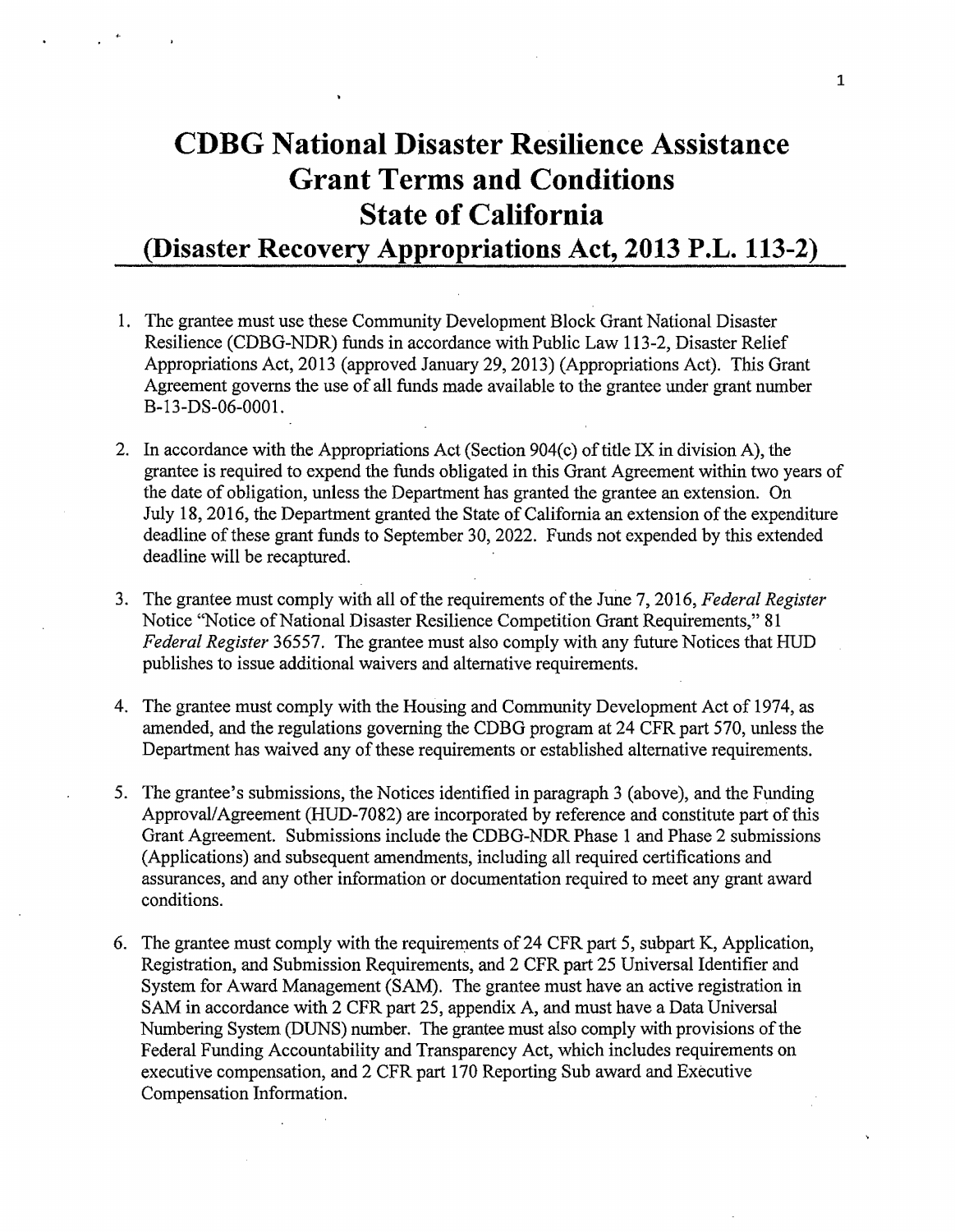# CDBG National Disaster Resilience Assistance Grant Terms and Conditions State of California (Disaster Recovery Appropriations Act, 2013 P.L. 113-2)

1. The grantee must use these Community Development Block Grant National Disaster Resilience (CDBG-NDR) funds in accordance with Public Law 113-2, Disaster Relief Appropriations Act, 2013 (approved January 29, 2013) (Appropriations Act). This Grant Agreement governs the use of all funds made available to the grantee under grant number B-13-DS-06-0001.

2. In accordance with the Appropriations Act (Section 904(c) of title IX in division A), the grantee is required to expend the funds obligated in this Grant Agreement within two years of the date of obligation, unless the Department has granted the grantee an extension. On July 18, 2016, the Department granted the State of California an extension of the expenditure deadline of these grant funds to September 30, 2022. Funds not expended by this extended deadline will be recaptured.

3. The grantee must comply with all of the requirements of the June 7, 2016, *Federal Register* Notice "Notice of National Disaster Resilience Competition Grant Requirements," 81 *Federal Register* 36557. The grantee must also comply with any future Notices that HUD publishes to issue additional waivers and alternative requirements.

4. The grantee must comply with the Housing and Community Development Act of 1974, as amended, and the regulations governing the CDBG program at 24 CFR part 570, unless the Department has waived any of these requirements or established alternative requirements.

5. The grantee's submissions, the Notices identified in paragraph 3 (above), and the Funding Approval/Agreement (HUD-7082) are incorporated by reference and constitute part of this Grant Agreement. Submissions include the CDBG-NDR Phase 1 and Phase 2 submissions (Applications) and subsequent amendments, including all required certifications and assurances, and any other information or documentation required to meet any grant award conditions.

6. The grantee must comply with the requirements of 24 CFR part 5, subpart K, Application, Registration, and Submission Requirements, and 2 CFR part 25 Universal Identifier and System for Award Management (SAM). The grantee must have an active registration in SAM in accordance with 2 CFR part 25, appendix A, and must have a Data Universal Numbering System (DUNS) number. The grantee must also comply with provisions of the Federal Funding Accountability and Transparency Act, which includes requirements on executive compensation, and 2 CFR part 170 Reporting Sub award and Executive Compensation Information.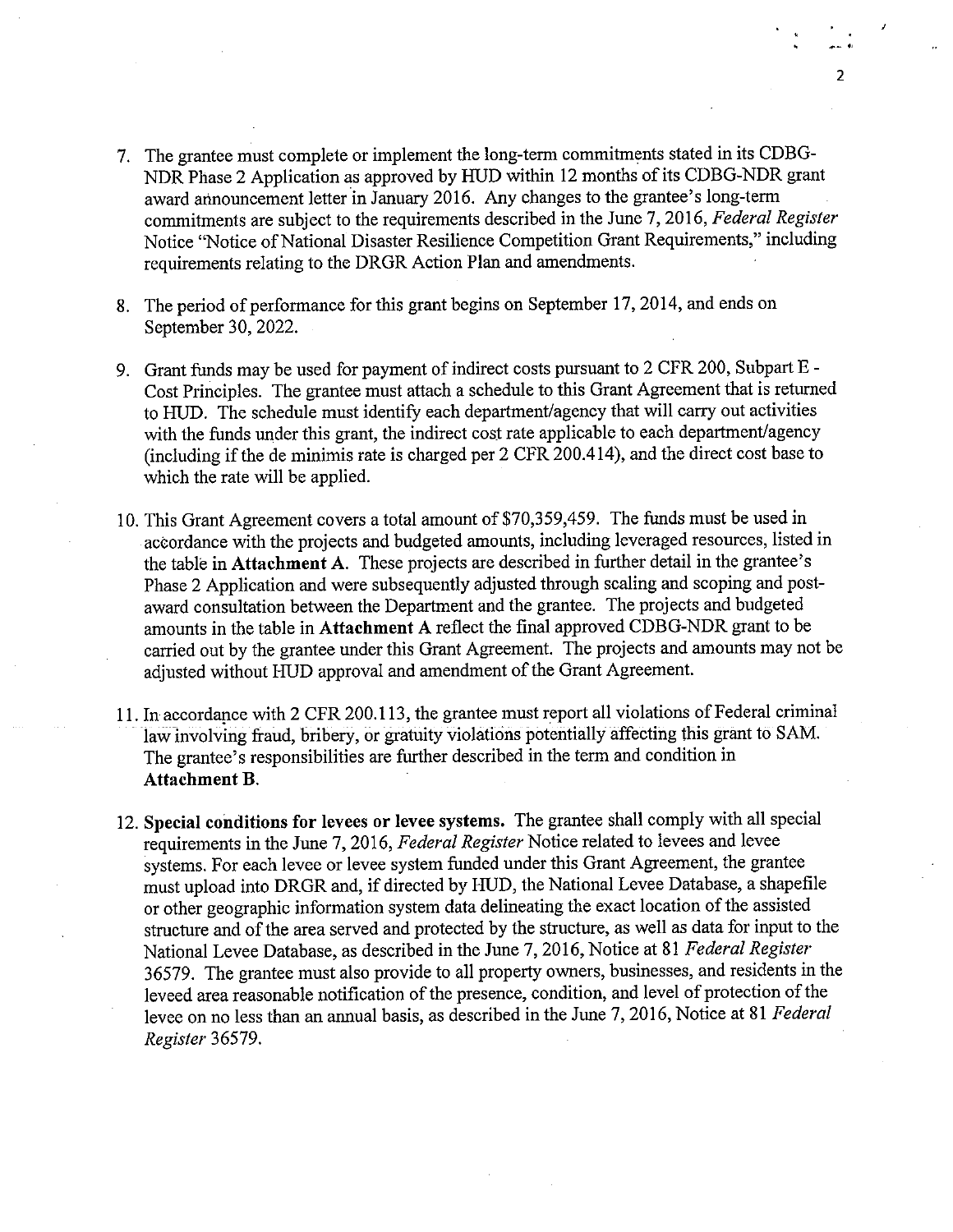7. The grantee must complete or implement the long-term commitments stated in its CDBG-NDR Phase 2 Application as approved by HUD within 12 months of its CDBG-NDR grant award announcement letter in January 2016. Any changes to the grantee's long-term commitments are subject to the requirements described in the June 7, 2016, *Federal Register* Notice "Notice of National Disaster Resilience Competition Grant Requirements," including requirements relating to the DRGR Action Plan and amendments.

8. The period of performance for this grant begins on September 17, 2014, and ends on September 30, 2022.

9. Grant funds may be used for payment of indirect costs pursuant to 2 CFR 200, Subpart E - Cost Principles. The grantee must attach a schedule to this Grant Agreement that is returned to HUD. The schedule must identify each department/agency that will carry out activities with the funds under this grant, the indirect cost rate applicable to each department/agency (including if the de minimis rate is charged per 2 CFR 200.414), and the direct cost base to which the rate will be applied.

10. This Grant Agreement covers a total amount of $70,359,459. The funds must be used in accordance with the projects and budgeted amounts, including leveraged resources, listed in the table in **Attachment A**. These projects are described in further detail in the grantee's Phase 2 Application and were subsequently adjusted through scaling and scoping and post-award consultation between the Department and the grantee. The projects and budgeted amounts in the table in **Attachment A** reflect the final approved CDBG-NDR grant to be carried out by the grantee under this Grant Agreement. The projects and amounts may not be adjusted without HUD approval and amendment of the Grant Agreement.

11. In accordance with 2 CFR 200.113, the grantee must report all violations of Federal criminal law involving fraud, bribery, or gratuity violations potentially affecting this grant to SAM. The grantee's responsibilities are further described in the term and condition in **Attachment B**.

12. **Special conditions for levees or levee systems.** The grantee shall comply with all special requirements in the June 7, 2016, *Federal Register* Notice related to levees and levee systems. For each levee or levee system funded under this Grant Agreement, the grantee must upload into DRGR and, if directed by HUD, the National Levee Database, a shapefile or other geographic information system data delineating the exact location of the assisted structure and of the area served and protected by the structure, as well as data for input to the National Levee Database, as described in the June 7, 2016, Notice at 81 *Federal Register* 36579. The grantee must also provide to all property owners, businesses, and residents in the leveed area reasonable notification of the presence, condition, and level of protection of the levee on no less than an annual basis, as described in the June 7, 2016, Notice at 81 *Federal Register* 36579.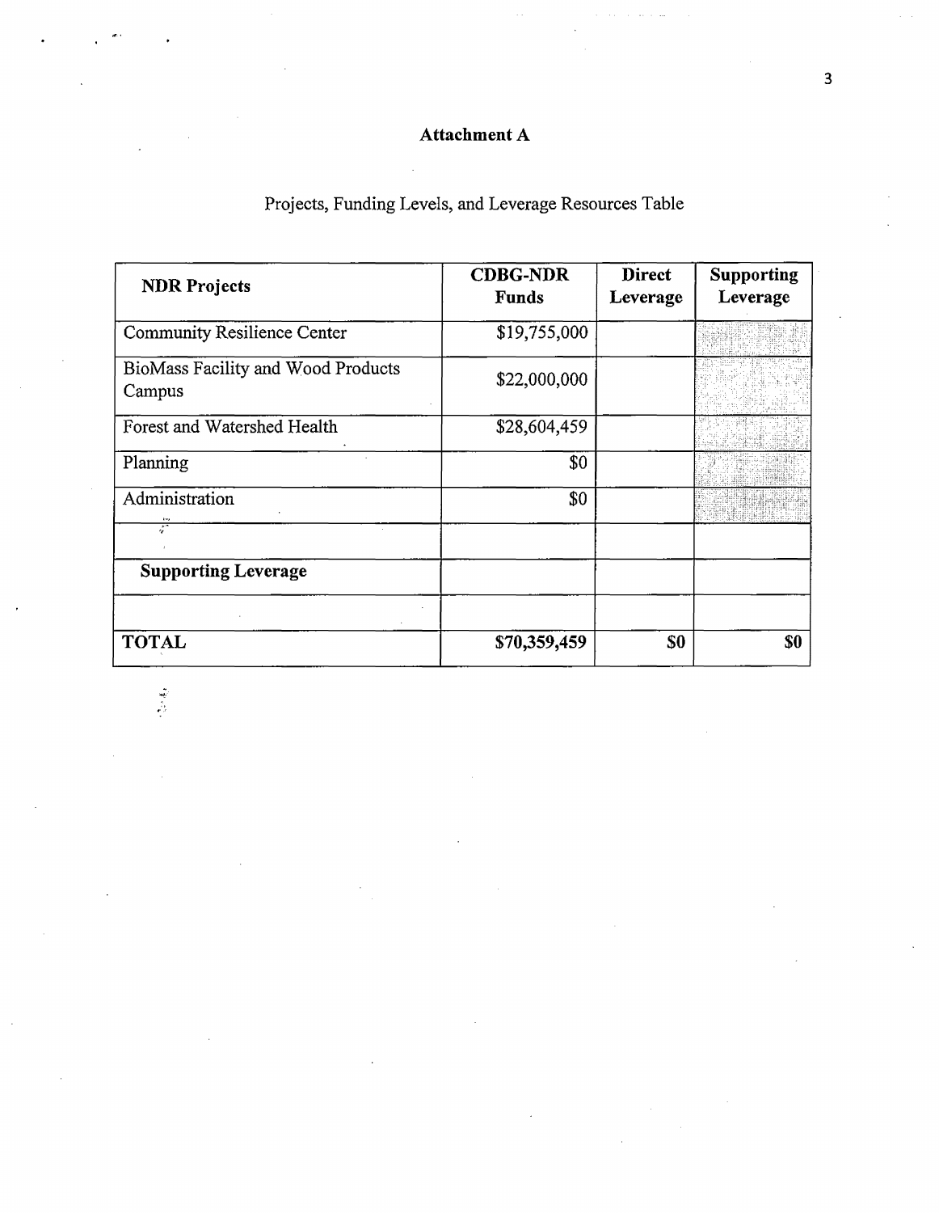# Attachment A

Projects, Funding Levels, and Leverage Resources Table

| NDR Projects | CDBG-NDR Funds | Direct Leverage | Supporting Leverage |
|---|---|---|---|
| Community Resilience Center | $19,755,000 | | |
| BioMass Facility and Wood Products Campus | $22,000,000 | | |
| Forest and Watershed Health | $28,604,459 | | |
| Planning | $0 | | |
| Administration | $0 | | |
| | | | |
| **Supporting Leverage** | | | |
| | | | |
| **TOTAL** | **$70,359,459** | **$0** | **$0** |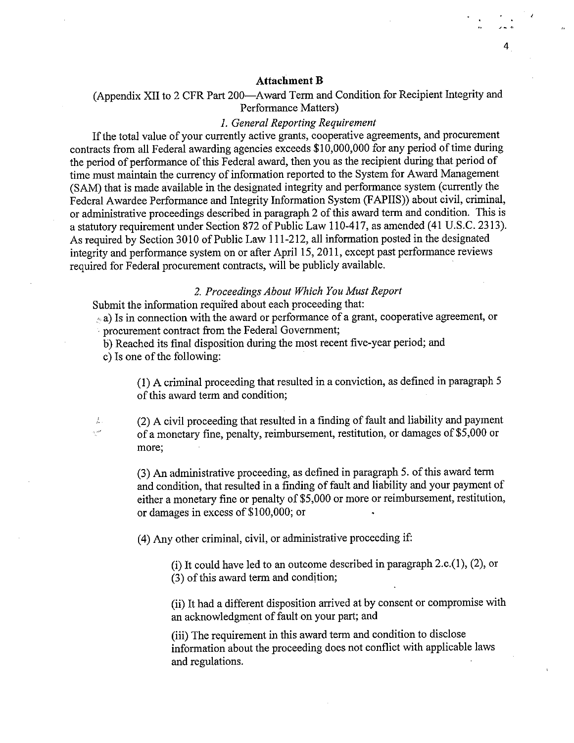## Attachment B

(Appendix XII to 2 CFR Part 200—Award Term and Condition for Recipient Integrity and Performance Matters)

### *1. General Reporting Requirement*

If the total value of your currently active grants, cooperative agreements, and procurement contracts from all Federal awarding agencies exceeds $10,000,000 for any period of time during the period of performance of this Federal award, then you as the recipient during that period of time must maintain the currency of information reported to the System for Award Management (SAM) that is made available in the designated integrity and performance system (currently the Federal Awardee Performance and Integrity Information System (FAPIIS)) about civil, criminal, or administrative proceedings described in paragraph 2 of this award term and condition. This is a statutory requirement under Section 872 of Public Law 110-417, as amended (41 U.S.C. 2313). As required by Section 3010 of Public Law 111-212, all information posted in the designated integrity and performance system on or after April 15, 2011, except past performance reviews required for Federal procurement contracts, will be publicly available.

### *2. Proceedings About Which You Must Report*

Submit the information required about each proceeding that:

a) Is in connection with the award or performance of a grant, cooperative agreement, or procurement contract from the Federal Government;

b) Reached its final disposition during the most recent five-year period; and

c) Is one of the following:

(1) A criminal proceeding that resulted in a conviction, as defined in paragraph 5 of this award term and condition;

(2) A civil proceeding that resulted in a finding of fault and liability and payment of a monetary fine, penalty, reimbursement, restitution, or damages of $5,000 or more;

(3) An administrative proceeding, as defined in paragraph 5. of this award term and condition, that resulted in a finding of fault and liability and your payment of either a monetary fine or penalty of $5,000 or more or reimbursement, restitution, or damages in excess of $100,000; or

(4) Any other criminal, civil, or administrative proceeding if:

(i) It could have led to an outcome described in paragraph 2.c.(1), (2), or (3) of this award term and condition;

(ii) It had a different disposition arrived at by consent or compromise with an acknowledgment of fault on your part; and

(iii) The requirement in this award term and condition to disclose information about the proceeding does not conflict with applicable laws and regulations.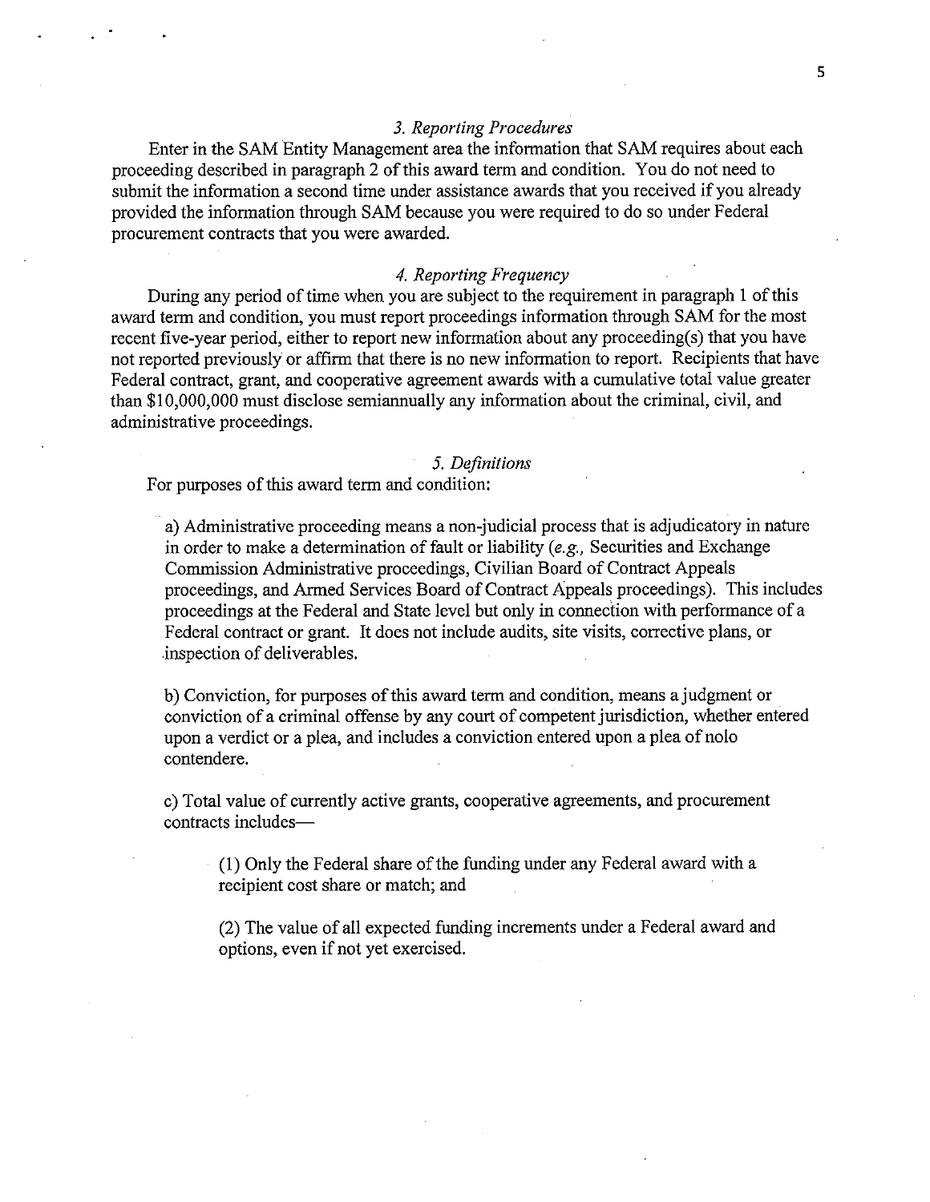### *3. Reporting Procedures*

Enter in the SAM Entity Management area the information that SAM requires about each proceeding described in paragraph 2 of this award term and condition. You do not need to submit the information a second time under assistance awards that you received if you already provided the information through SAM because you were required to do so under Federal procurement contracts that you were awarded.

### *4. Reporting Frequency*

During any period of time when you are subject to the requirement in paragraph 1 of this award term and condition, you must report proceedings information through SAM for the most recent five-year period, either to report new information about any proceeding(s) that you have not reported previously or affirm that there is no new information to report. Recipients that have Federal contract, grant, and cooperative agreement awards with a cumulative total value greater than $10,000,000 must disclose semiannually any information about the criminal, civil, and administrative proceedings.

### *5. Definitions*

For purposes of this award term and condition:

a) Administrative proceeding means a non-judicial process that is adjudicatory in nature in order to make a determination of fault or liability (*e.g.,* Securities and Exchange Commission Administrative proceedings, Civilian Board of Contract Appeals proceedings, and Armed Services Board of Contract Appeals proceedings). This includes proceedings at the Federal and State level but only in connection with performance of a Federal contract or grant. It does not include audits, site visits, corrective plans, or inspection of deliverables.

b) Conviction, for purposes of this award term and condition, means a judgment or conviction of a criminal offense by any court of competent jurisdiction, whether entered upon a verdict or a plea, and includes a conviction entered upon a plea of nolo contendere.

c) Total value of currently active grants, cooperative agreements, and procurement contracts includes—

(1) Only the Federal share of the funding under any Federal award with a recipient cost share or match; and

(2) The value of all expected funding increments under a Federal award and options, even if not yet exercised.